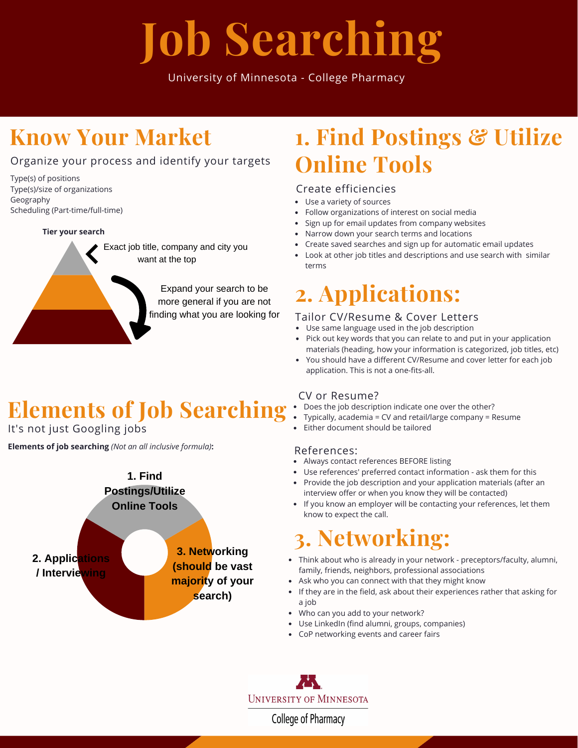# Job Searching

University of Minnesota - College Pharmacy

## Know Your Market

Organize your process and identify your targets

Type(s) of positions
Type(s)/size of organizations
Geography
Scheduling (Part-time/full-time)

**Tier your search**

Exact job title, company and city you want at the top

Expand your search to be more general if you are not finding what you are looking for

## Elements of Job Searching

It's not just Googling jobs

**Elements of job searching** *(Not an all inclusive formula)***:**

1. Find Postings/Utilize Online Tools
2. Applications / Interviewing
3. Networking (should be vast majority of your search)

## 1. Find Postings & Utilize Online Tools

Create efficiencies

- Use a variety of sources
- Follow organizations of interest on social media
- Sign up for email updates from company websites
- Narrow down your search terms and locations
- Create saved searches and sign up for automatic email updates
- Look at other job titles and descriptions and use search with similar terms

## 2. Applications:

Tailor CV/Resume & Cover Letters

- Use same language used in the job description
- Pick out key words that you can relate to and put in your application materials (heading, how your information is categorized, job titles, etc)
- You should have a different CV/Resume and cover letter for each job application. This is not a one-fits-all.

CV or Resume?

- Does the job description indicate one over the other?
- Typically, academia = CV and retail/large company = Resume
- Either document should be tailored

References:

- Always contact references BEFORE listing
- Use references' preferred contact information - ask them for this
- Provide the job description and your application materials (after an interview offer or when you know they will be contacted)
- If you know an employer will be contacting your references, let them know to expect the call.

## 3. Networking:

- Think about who is already in your network - preceptors/faculty, alumni, family, friends, neighbors, professional associations
- Ask who you can connect with that they might know
- If they are in the field, ask about their experiences rather that asking for a job
- Who can you add to your network?
- Use LinkedIn (find alumni, groups, companies)
- CoP networking events and career fairs

University of Minnesota
College of Pharmacy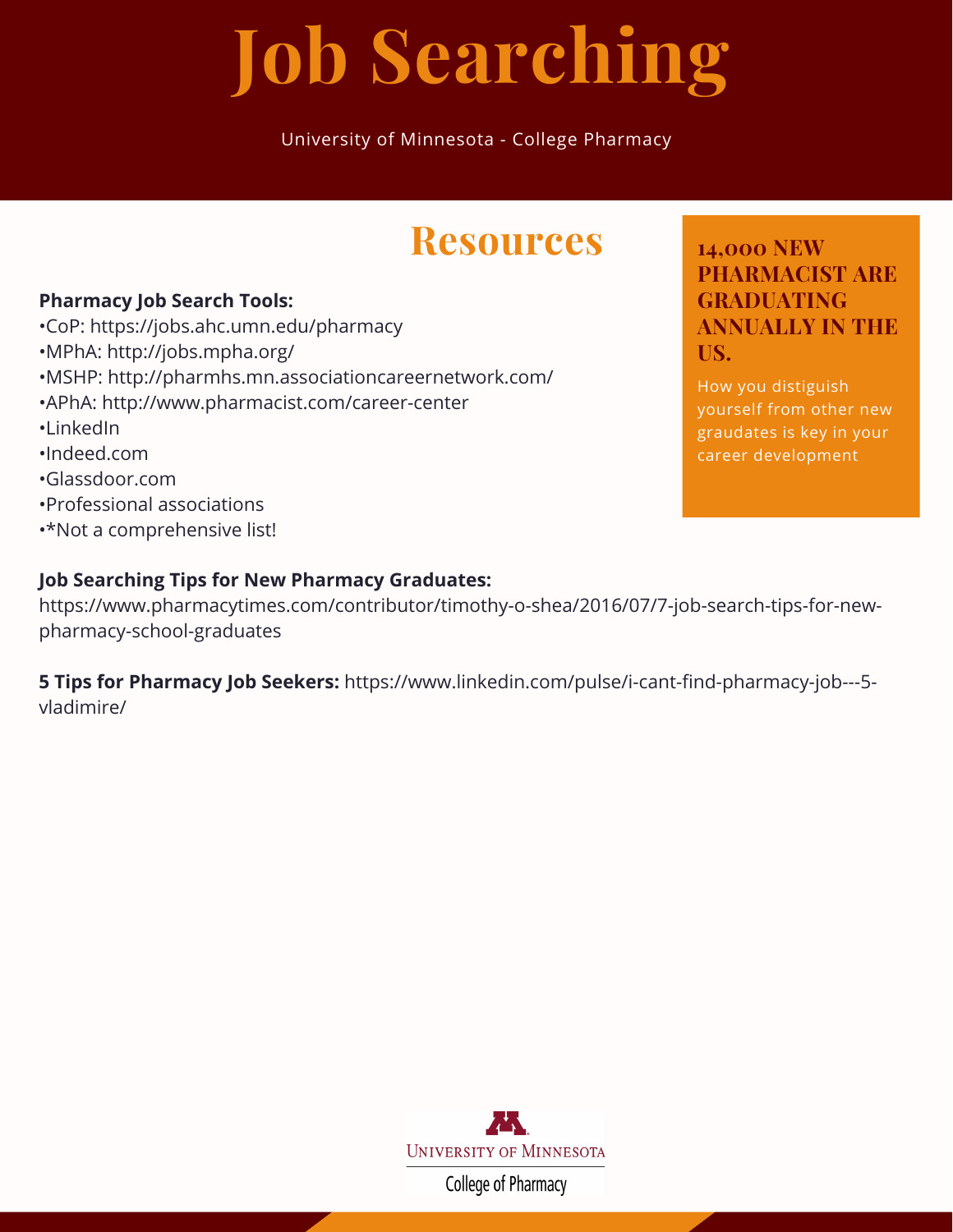# Job Searching

University of Minnesota - College Pharmacy

## Resources

**Pharmacy Job Search Tools:**

•CoP: https://jobs.ahc.umn.edu/pharmacy
•MPhA: http://jobs.mpha.org/
•MSHP: http://pharmhs.mn.associationcareernetwork.com/
•APhA: http://www.pharmacist.com/career-center
•LinkedIn
•Indeed.com
•Glassdoor.com
•Professional associations
•*Not a comprehensive list!

**Job Searching Tips for New Pharmacy Graduates:** https://www.pharmacytimes.com/contributor/timothy-o-shea/2016/07/7-job-search-tips-for-new-pharmacy-school-graduates

**5 Tips for Pharmacy Job Seekers:** https://www.linkedin.com/pulse/i-cant-find-pharmacy-job---5-vladimire/

### 14,000 NEW PHARMACIST ARE GRADUATING ANNUALLY IN THE US.

How you distiguish yourself from other new graudates is key in your career development

University of Minnesota
College of Pharmacy